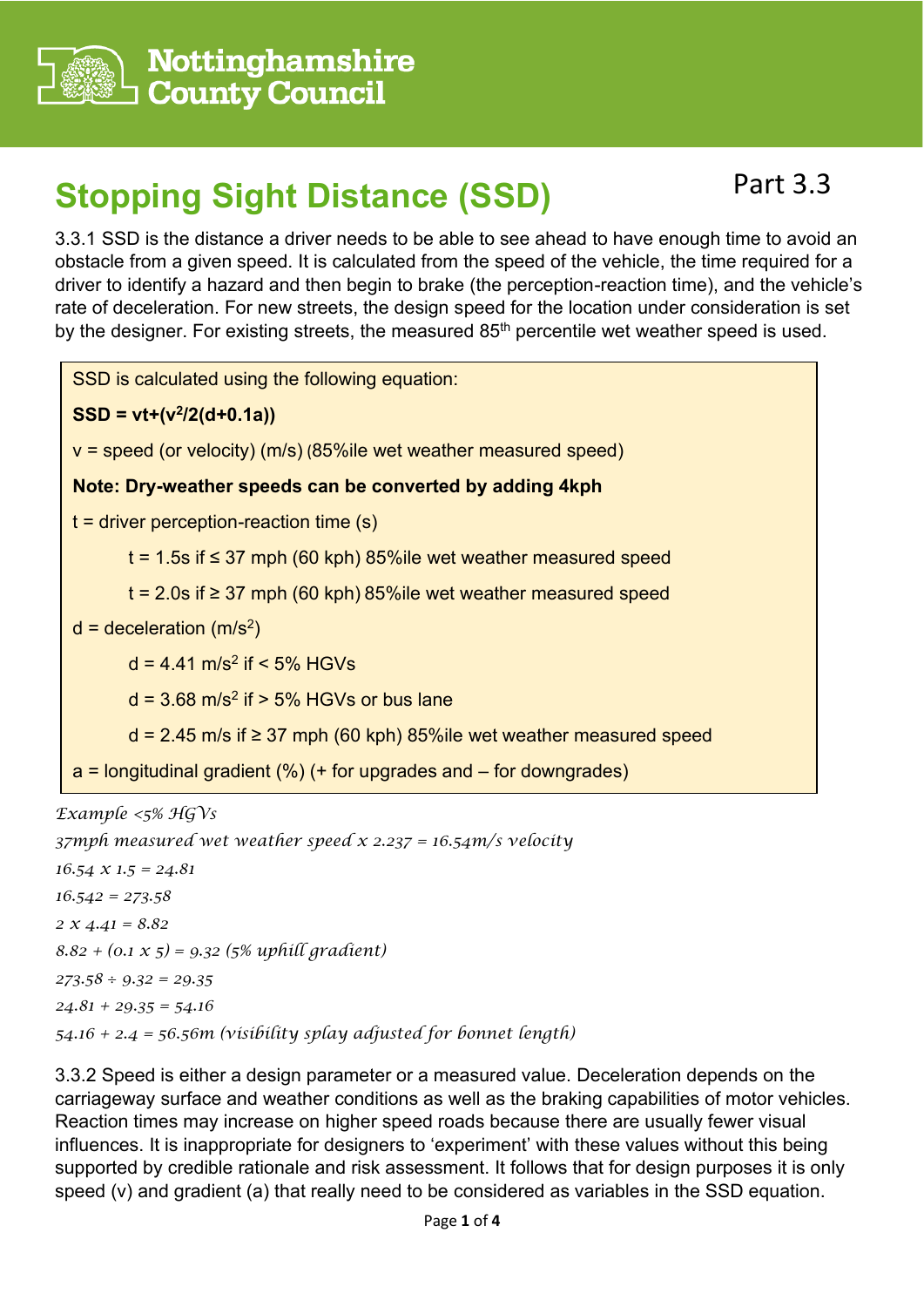# Stopping Sight Distance (SSD)

Part 3.3

3.3.1 SSD is the distance a driver needs to be able to see ahead to have enough time to avoid an obstacle from a given speed. It is calculated from the speed of the vehicle, the time required for a driver to identify a hazard and then begin to brake (the perception-reaction time), and the vehicle's rate of deceleration. For new streets, the design speed for the location under consideration is set by the designer. For existing streets, the measured 85th percentile wet weather speed is used.

> SSD is calculated using the following equation:
>
> **$SSD = vt+(v^2/2(d+0.1a))$**
>
> v = speed (or velocity) (m/s) (85%ile wet weather measured speed)
>
> **Note: Dry-weather speeds can be converted by adding 4kph**
>
> t = driver perception-reaction time (s)
>
> - t = 1.5s if ≤ 37 mph (60 kph) 85%ile wet weather measured speed
> - t = 2.0s if ≥ 37 mph (60 kph) 85%ile wet weather measured speed
>
> d = deceleration ($m/s^2$)
>
> - d = 4.41 $m/s^2$ if < 5% HGVs
> - d = 3.68 $m/s^2$ if > 5% HGVs or bus lane
> - d = 2.45 m/s if ≥ 37 mph (60 kph) 85%ile wet weather measured speed
>
> a = longitudinal gradient (%) (+ for upgrades and – for downgrades)

*Example <5% HGVs*

*37mph measured wet weather speed x 2.237 = 16.54m/s velocity*

*16.54 x 1.5 = 24.81*

*16.542 = 273.58*

*2 x 4.41 = 8.82*

*8.82 + (0.1 x 5) = 9.32 (5% uphill gradient)*

*273.58 ÷ 9.32 = 29.35*

*24.81 + 29.35 = 54.16*

*54.16 + 2.4 = 56.56m (visibility splay adjusted for bonnet length)*

3.3.2 Speed is either a design parameter or a measured value. Deceleration depends on the carriageway surface and weather conditions as well as the braking capabilities of motor vehicles. Reaction times may increase on higher speed roads because there are usually fewer visual influences. It is inappropriate for designers to 'experiment' with these values without this being supported by credible rationale and risk assessment. It follows that for design purposes it is only speed (v) and gradient (a) that really need to be considered as variables in the SSD equation.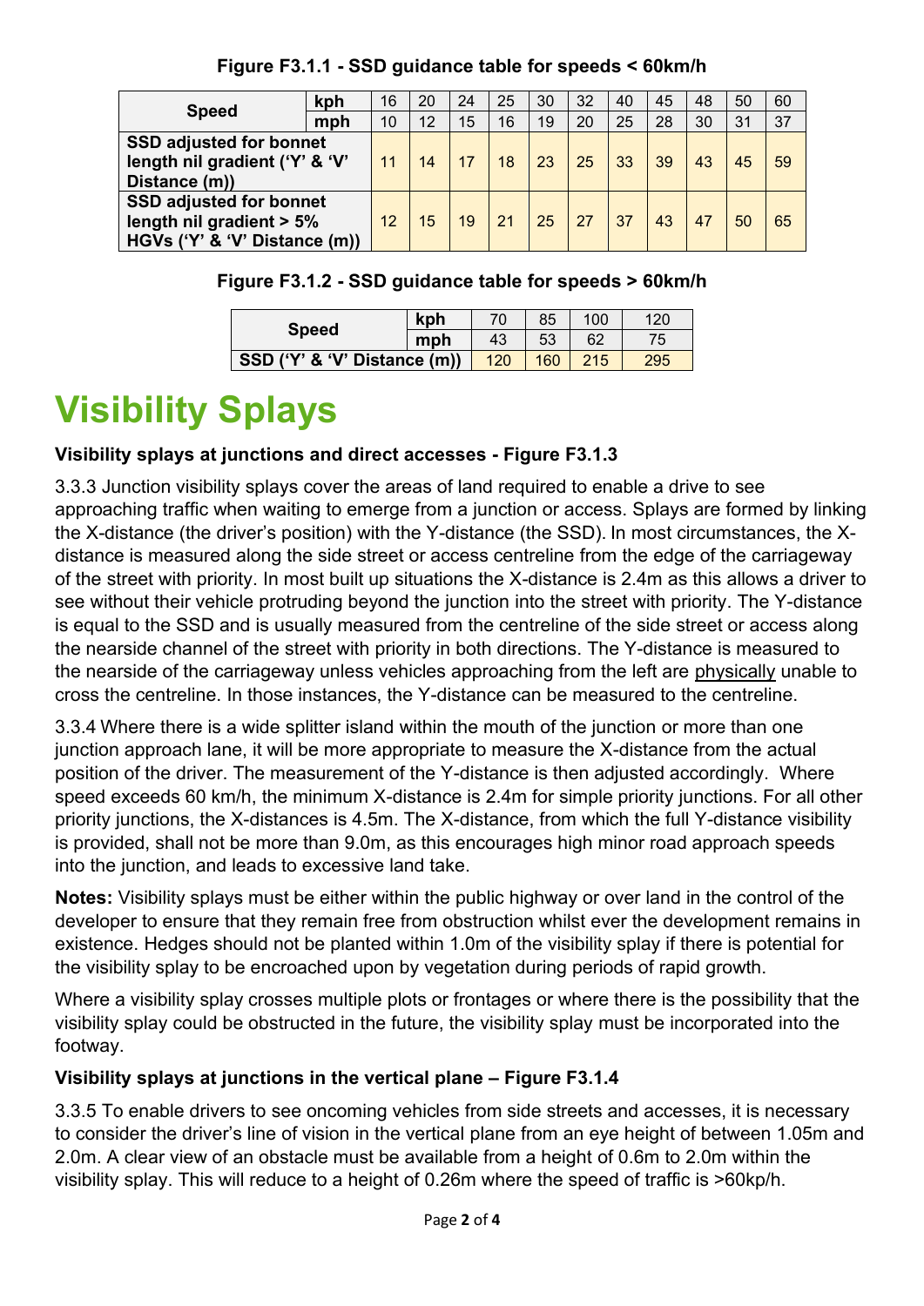**Figure F3.1.1 - SSD guidance table for speeds < 60km/h**

| Speed | | | | | | | | | | | | |
|---|---|---|---|---|---|---|---|---|---|---|---|---|
| | kph | 16 | 20 | 24 | 25 | 30 | 32 | 40 | 45 | 48 | 50 | 60 |
| | mph | 10 | 12 | 15 | 16 | 19 | 20 | 25 | 28 | 30 | 31 | 37 |
| **SSD adjusted for bonnet length nil gradient ('Y' & 'V' Distance (m))** | | 11 | 14 | 17 | 18 | 23 | 25 | 33 | 39 | 43 | 45 | 59 |
| **SSD adjusted for bonnet length nil gradient > 5% HGVs ('Y' & 'V' Distance (m))** | | 12 | 15 | 19 | 21 | 25 | 27 | 37 | 43 | 47 | 50 | 65 |

**Figure F3.1.2 - SSD guidance table for speeds > 60km/h**

| Speed | | | | | |
|---|---|---|---|---|---|
| | kph | 70 | 85 | 100 | 120 |
| | mph | 43 | 53 | 62 | 75 |
| **SSD ('Y' & 'V' Distance (m))** | | 120 | 160 | 215 | 295 |

# Visibility Splays

**Visibility splays at junctions and direct accesses - Figure F3.1.3**

3.3.3 Junction visibility splays cover the areas of land required to enable a drive to see approaching traffic when waiting to emerge from a junction or access. Splays are formed by linking the X-distance (the driver's position) with the Y-distance (the SSD). In most circumstances, the X-distance is measured along the side street or access centreline from the edge of the carriageway of the street with priority. In most built up situations the X-distance is 2.4m as this allows a driver to see without their vehicle protruding beyond the junction into the street with priority. The Y-distance is equal to the SSD and is usually measured from the centreline of the side street or access along the nearside channel of the street with priority in both directions. The Y-distance is measured to the nearside of the carriageway unless vehicles approaching from the left are physically unable to cross the centreline. In those instances, the Y-distance can be measured to the centreline.

3.3.4 Where there is a wide splitter island within the mouth of the junction or more than one junction approach lane, it will be more appropriate to measure the X-distance from the actual position of the driver. The measurement of the Y-distance is then adjusted accordingly. Where speed exceeds 60 km/h, the minimum X-distance is 2.4m for simple priority junctions. For all other priority junctions, the X-distances is 4.5m. The X-distance, from which the full Y-distance visibility is provided, shall not be more than 9.0m, as this encourages high minor road approach speeds into the junction, and leads to excessive land take.

**Notes:** Visibility splays must be either within the public highway or over land in the control of the developer to ensure that they remain free from obstruction whilst ever the development remains in existence. Hedges should not be planted within 1.0m of the visibility splay if there is potential for the visibility splay to be encroached upon by vegetation during periods of rapid growth.

Where a visibility splay crosses multiple plots or frontages or where there is the possibility that the visibility splay could be obstructed in the future, the visibility splay must be incorporated into the footway.

**Visibility splays at junctions in the vertical plane – Figure F3.1.4**

3.3.5 To enable drivers to see oncoming vehicles from side streets and accesses, it is necessary to consider the driver's line of vision in the vertical plane from an eye height of between 1.05m and 2.0m. A clear view of an obstacle must be available from a height of 0.6m to 2.0m within the visibility splay. This will reduce to a height of 0.26m where the speed of traffic is >60kp/h.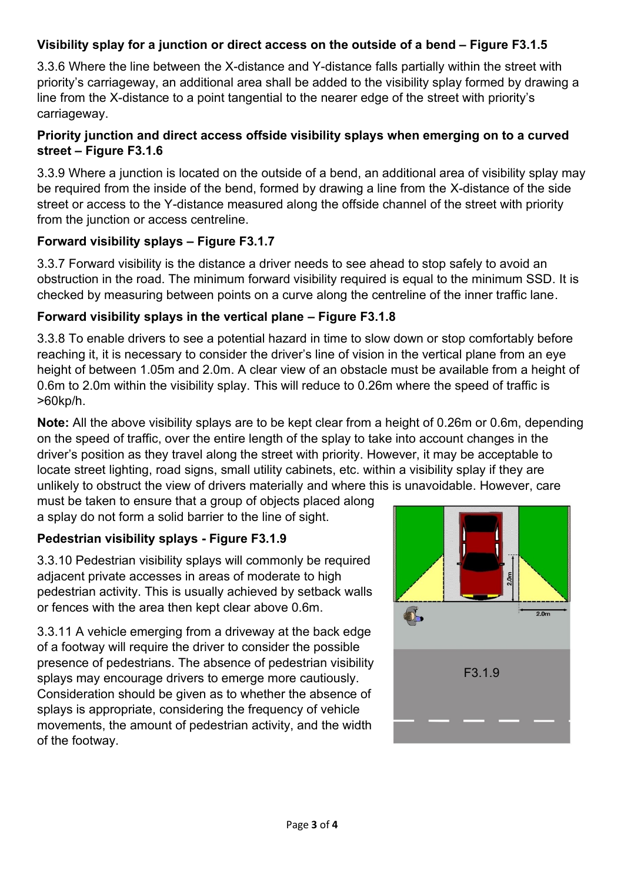**Visibility splay for a junction or direct access on the outside of a bend – Figure F3.1.5**

3.3.6 Where the line between the X-distance and Y-distance falls partially within the street with priority's carriageway, an additional area shall be added to the visibility splay formed by drawing a line from the X-distance to a point tangential to the nearer edge of the street with priority's carriageway.

**Priority junction and direct access offside visibility splays when emerging on to a curved street – Figure F3.1.6**

3.3.9 Where a junction is located on the outside of a bend, an additional area of visibility splay may be required from the inside of the bend, formed by drawing a line from the X-distance of the side street or access to the Y-distance measured along the offside channel of the street with priority from the junction or access centreline.

**Forward visibility splays – Figure F3.1.7**

3.3.7 Forward visibility is the distance a driver needs to see ahead to stop safely to avoid an obstruction in the road. The minimum forward visibility required is equal to the minimum SSD. It is checked by measuring between points on a curve along the centreline of the inner traffic lane.

**Forward visibility splays in the vertical plane – Figure F3.1.8**

3.3.8 To enable drivers to see a potential hazard in time to slow down or stop comfortably before reaching it, it is necessary to consider the driver's line of vision in the vertical plane from an eye height of between 1.05m and 2.0m. A clear view of an obstacle must be available from a height of 0.6m to 2.0m within the visibility splay. This will reduce to 0.26m where the speed of traffic is >60kp/h.

**Note:** All the above visibility splays are to be kept clear from a height of 0.26m or 0.6m, depending on the speed of traffic, over the entire length of the splay to take into account changes in the driver's position as they travel along the street with priority. However, it may be acceptable to locate street lighting, road signs, small utility cabinets, etc. within a visibility splay if they are unlikely to obstruct the view of drivers materially and where this is unavoidable. However, care must be taken to ensure that a group of objects placed along a splay do not form a solid barrier to the line of sight.

**Pedestrian visibility splays - Figure F3.1.9**

3.3.10 Pedestrian visibility splays will commonly be required adjacent private accesses in areas of moderate to high pedestrian activity. This is usually achieved by setback walls or fences with the area then kept clear above 0.6m.

3.3.11 A vehicle emerging from a driveway at the back edge of a footway will require the driver to consider the possible presence of pedestrians. The absence of pedestrian visibility splays may encourage drivers to emerge more cautiously. Consideration should be given as to whether the absence of splays is appropriate, considering the frequency of vehicle movements, the amount of pedestrian activity, and the width of the footway.

2.0m

2.0m

F3.1.9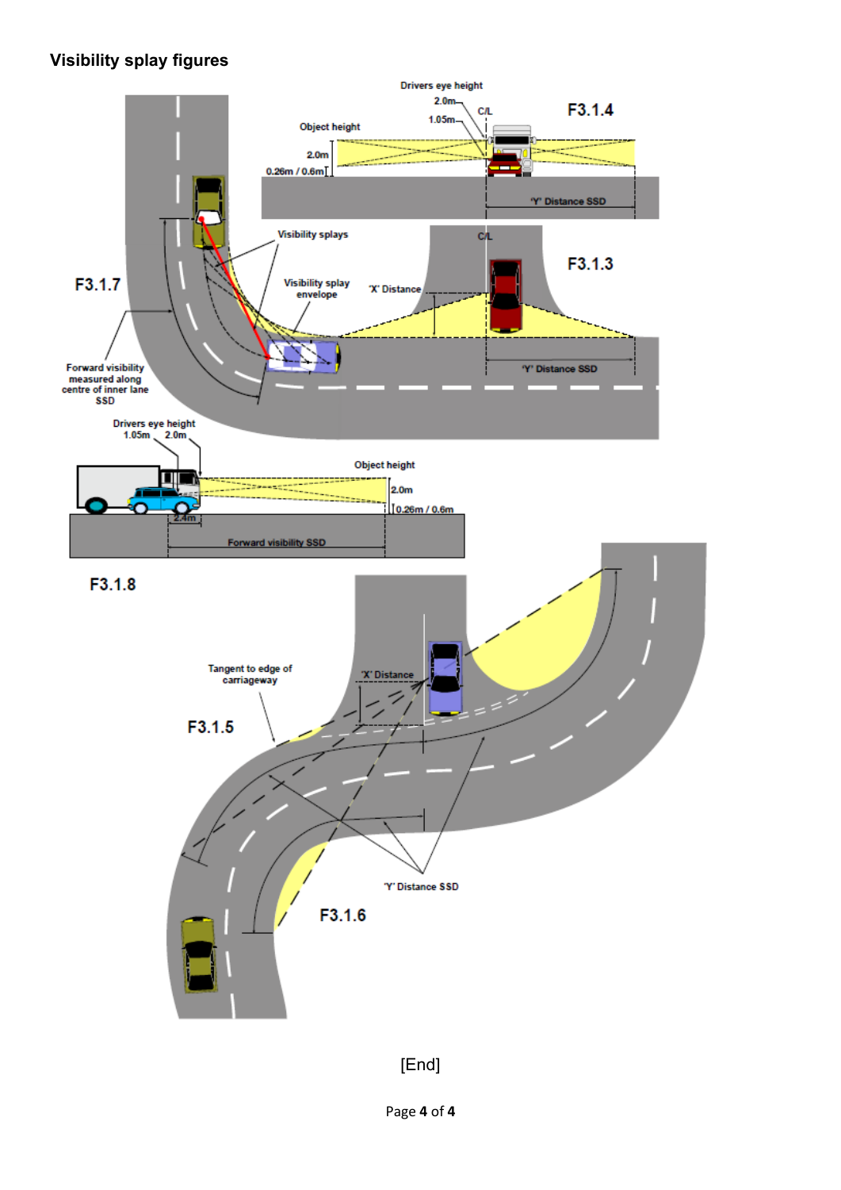## Visibility splay figures

F3.1.4

Drivers eye height

2.0m

1.05m

C/L

Object height

2.0m

0.26m / 0.6m

'Y' Distance SSD

F3.1.3

C/L

Visibility splays

Visibility splay envelope

'X' Distance

'Y' Distance SSD

F3.1.7

Forward visibility measured along centre of inner lane SSD

Drivers eye height

1.05m 2.0m

Object height

2.0m

0.26m / 0.6m

2.4m

Forward visibility SSD

F3.1.8

Tangent to edge of carriageway

'X' Distance

F3.1.5

'Y' Distance SSD

F3.1.6

[End]